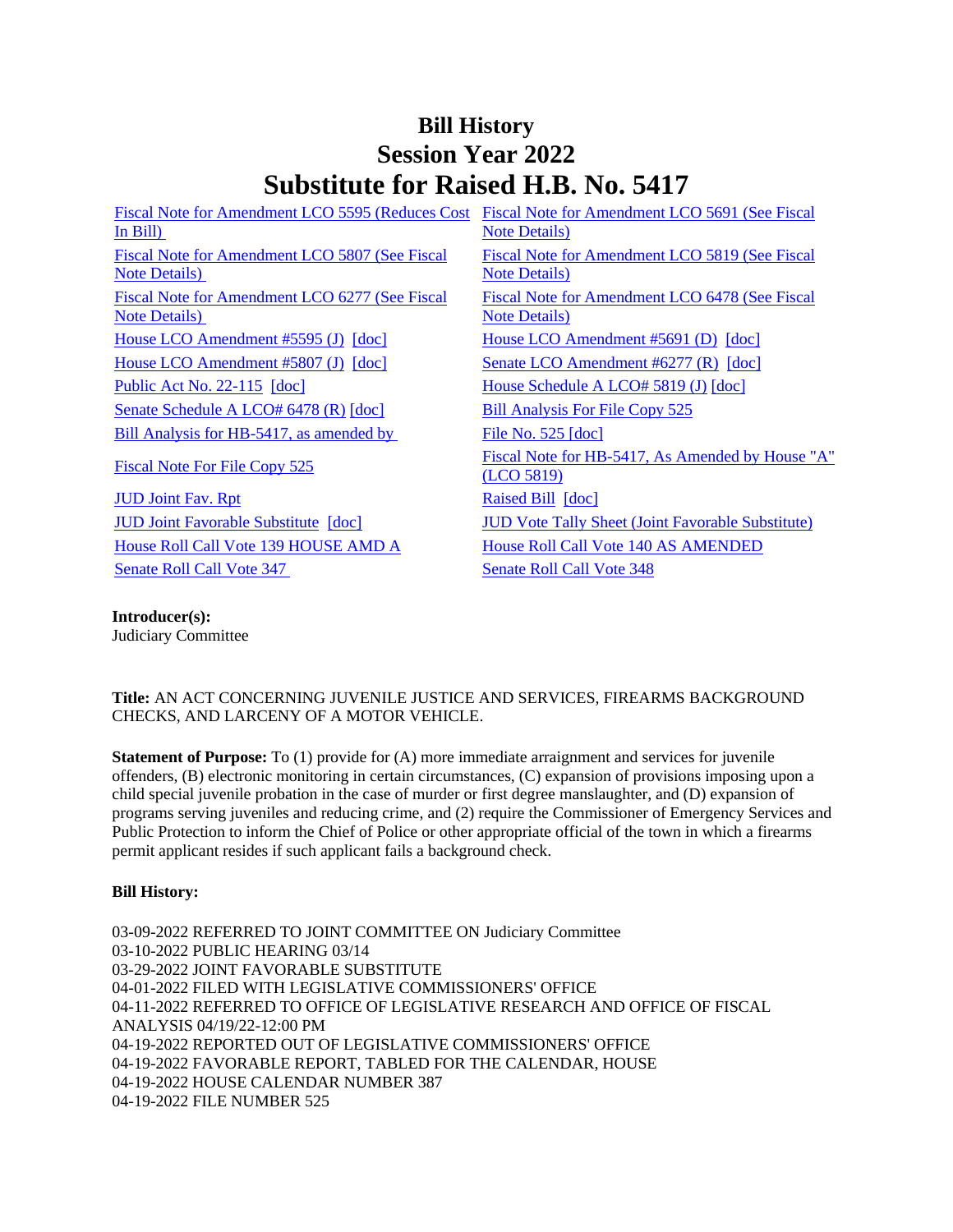# Bill History
# Session Year 2022
# Substitute for Raised H.B. No. 5417

| | |
|---|---|
| Fiscal Note for Amendment LCO 5595 (Reduces Cost In Bill) | Fiscal Note for Amendment LCO 5691 (See Fiscal Note Details) |
| Fiscal Note for Amendment LCO 5807 (See Fiscal Note Details) | Fiscal Note for Amendment LCO 5819 (See Fiscal Note Details) |
| Fiscal Note for Amendment LCO 6277 (See Fiscal Note Details) | Fiscal Note for Amendment LCO 6478 (See Fiscal Note Details) |
| House LCO Amendment #5595 (J) [doc] | House LCO Amendment #5691 (D) [doc] |
| House LCO Amendment #5807 (J) [doc] | Senate LCO Amendment #6277 (R) [doc] |
| Public Act No. 22-115 [doc] | House Schedule A LCO# 5819 (J) [doc] |
| Senate Schedule A LCO# 6478 (R) [doc] | Bill Analysis For File Copy 525 |
| Bill Analysis for HB-5417, as amended by | File No. 525 [doc] |
| Fiscal Note For File Copy 525 | Fiscal Note for HB-5417, As Amended by House "A" (LCO 5819) |
| JUD Joint Fav. Rpt | Raised Bill [doc] |
| JUD Joint Favorable Substitute [doc] | JUD Vote Tally Sheet (Joint Favorable Substitute) |
| House Roll Call Vote 139 HOUSE AMD A | House Roll Call Vote 140 AS AMENDED |
| Senate Roll Call Vote 347 | Senate Roll Call Vote 348 |

**Introducer(s):**
Judiciary Committee

**Title:** AN ACT CONCERNING JUVENILE JUSTICE AND SERVICES, FIREARMS BACKGROUND CHECKS, AND LARCENY OF A MOTOR VEHICLE.

**Statement of Purpose:** To (1) provide for (A) more immediate arraignment and services for juvenile offenders, (B) electronic monitoring in certain circumstances, (C) expansion of provisions imposing upon a child special juvenile probation in the case of murder or first degree manslaughter, and (D) expansion of programs serving juveniles and reducing crime, and (2) require the Commissioner of Emergency Services and Public Protection to inform the Chief of Police or other appropriate official of the town in which a firearms permit applicant resides if such applicant fails a background check.

**Bill History:**

03-09-2022 REFERRED TO JOINT COMMITTEE ON Judiciary Committee
03-10-2022 PUBLIC HEARING 03/14
03-29-2022 JOINT FAVORABLE SUBSTITUTE
04-01-2022 FILED WITH LEGISLATIVE COMMISSIONERS' OFFICE
04-11-2022 REFERRED TO OFFICE OF LEGISLATIVE RESEARCH AND OFFICE OF FISCAL ANALYSIS 04/19/22-12:00 PM
04-19-2022 REPORTED OUT OF LEGISLATIVE COMMISSIONERS' OFFICE
04-19-2022 FAVORABLE REPORT, TABLED FOR THE CALENDAR, HOUSE
04-19-2022 HOUSE CALENDAR NUMBER 387
04-19-2022 FILE NUMBER 525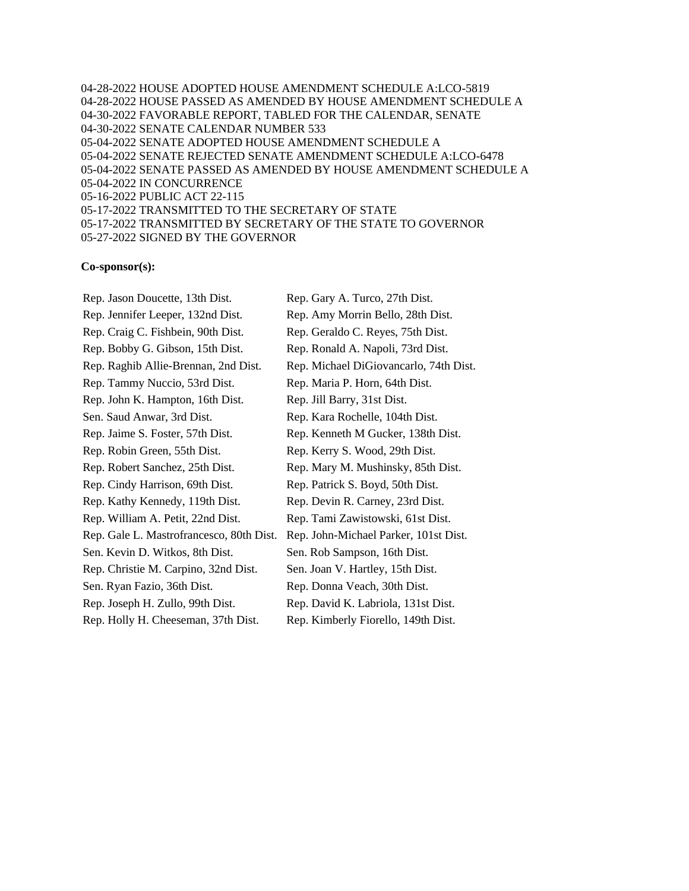04-28-2022 HOUSE ADOPTED HOUSE AMENDMENT SCHEDULE A:LCO-5819
04-28-2022 HOUSE PASSED AS AMENDED BY HOUSE AMENDMENT SCHEDULE A
04-30-2022 FAVORABLE REPORT, TABLED FOR THE CALENDAR, SENATE
04-30-2022 SENATE CALENDAR NUMBER 533
05-04-2022 SENATE ADOPTED HOUSE AMENDMENT SCHEDULE A
05-04-2022 SENATE REJECTED SENATE AMENDMENT SCHEDULE A:LCO-6478
05-04-2022 SENATE PASSED AS AMENDED BY HOUSE AMENDMENT SCHEDULE A
05-04-2022 IN CONCURRENCE
05-16-2022 PUBLIC ACT 22-115
05-17-2022 TRANSMITTED TO THE SECRETARY OF STATE
05-17-2022 TRANSMITTED BY SECRETARY OF THE STATE TO GOVERNOR
05-27-2022 SIGNED BY THE GOVERNOR

**Co-sponsor(s):**

| | |
|---|---|
| Rep. Jason Doucette, 13th Dist. | Rep. Gary A. Turco, 27th Dist. |
| Rep. Jennifer Leeper, 132nd Dist. | Rep. Amy Morrin Bello, 28th Dist. |
| Rep. Craig C. Fishbein, 90th Dist. | Rep. Geraldo C. Reyes, 75th Dist. |
| Rep. Bobby G. Gibson, 15th Dist. | Rep. Ronald A. Napoli, 73rd Dist. |
| Rep. Raghib Allie-Brennan, 2nd Dist. | Rep. Michael DiGiovancarlo, 74th Dist. |
| Rep. Tammy Nuccio, 53rd Dist. | Rep. Maria P. Horn, 64th Dist. |
| Rep. John K. Hampton, 16th Dist. | Rep. Jill Barry, 31st Dist. |
| Sen. Saud Anwar, 3rd Dist. | Rep. Kara Rochelle, 104th Dist. |
| Rep. Jaime S. Foster, 57th Dist. | Rep. Kenneth M Gucker, 138th Dist. |
| Rep. Robin Green, 55th Dist. | Rep. Kerry S. Wood, 29th Dist. |
| Rep. Robert Sanchez, 25th Dist. | Rep. Mary M. Mushinsky, 85th Dist. |
| Rep. Cindy Harrison, 69th Dist. | Rep. Patrick S. Boyd, 50th Dist. |
| Rep. Kathy Kennedy, 119th Dist. | Rep. Devin R. Carney, 23rd Dist. |
| Rep. William A. Petit, 22nd Dist. | Rep. Tami Zawistowski, 61st Dist. |
| Rep. Gale L. Mastrofrancesco, 80th Dist. | Rep. John-Michael Parker, 101st Dist. |
| Sen. Kevin D. Witkos, 8th Dist. | Sen. Rob Sampson, 16th Dist. |
| Rep. Christie M. Carpino, 32nd Dist. | Sen. Joan V. Hartley, 15th Dist. |
| Sen. Ryan Fazio, 36th Dist. | Rep. Donna Veach, 30th Dist. |
| Rep. Joseph H. Zullo, 99th Dist. | Rep. David K. Labriola, 131st Dist. |
| Rep. Holly H. Cheeseman, 37th Dist. | Rep. Kimberly Fiorello, 149th Dist. |